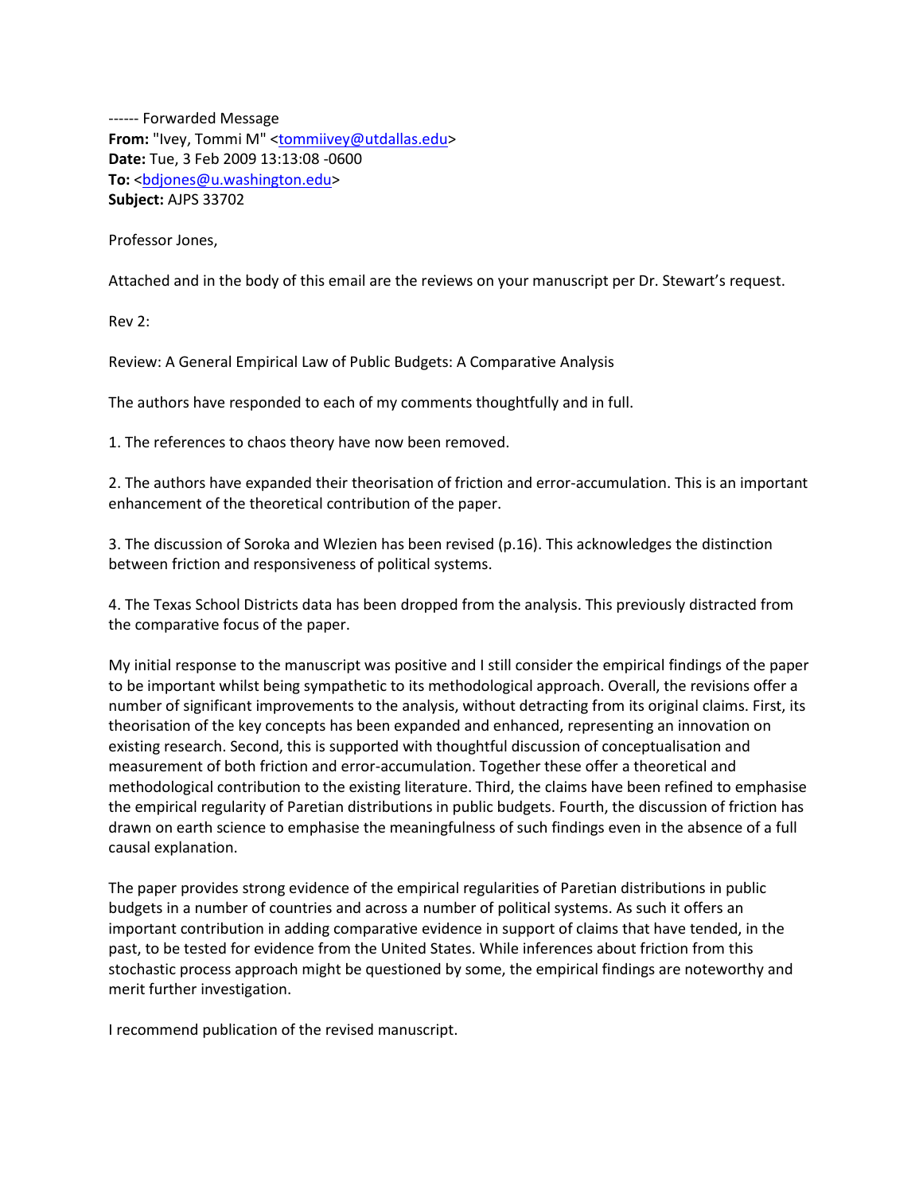------ Forwarded Message
**From:** "Ivey, Tommi M" <tommiivey@utdallas.edu>
**Date:** Tue, 3 Feb 2009 13:13:08 -0600
**To:** <bdjones@u.washington.edu>
**Subject:** AJPS 33702

Professor Jones,

Attached and in the body of this email are the reviews on your manuscript per Dr. Stewart's request.

Rev 2:

Review: A General Empirical Law of Public Budgets: A Comparative Analysis

The authors have responded to each of my comments thoughtfully and in full.

1. The references to chaos theory have now been removed.

2. The authors have expanded their theorisation of friction and error-accumulation. This is an important enhancement of the theoretical contribution of the paper.

3. The discussion of Soroka and Wlezien has been revised (p.16). This acknowledges the distinction between friction and responsiveness of political systems.

4. The Texas School Districts data has been dropped from the analysis. This previously distracted from the comparative focus of the paper.

My initial response to the manuscript was positive and I still consider the empirical findings of the paper to be important whilst being sympathetic to its methodological approach. Overall, the revisions offer a number of significant improvements to the analysis, without detracting from its original claims. First, its theorisation of the key concepts has been expanded and enhanced, representing an innovation on existing research. Second, this is supported with thoughtful discussion of conceptualisation and measurement of both friction and error-accumulation. Together these offer a theoretical and methodological contribution to the existing literature. Third, the claims have been refined to emphasise the empirical regularity of Paretian distributions in public budgets. Fourth, the discussion of friction has drawn on earth science to emphasise the meaningfulness of such findings even in the absence of a full causal explanation.

The paper provides strong evidence of the empirical regularities of Paretian distributions in public budgets in a number of countries and across a number of political systems. As such it offers an important contribution in adding comparative evidence in support of claims that have tended, in the past, to be tested for evidence from the United States. While inferences about friction from this stochastic process approach might be questioned by some, the empirical findings are noteworthy and merit further investigation.

I recommend publication of the revised manuscript.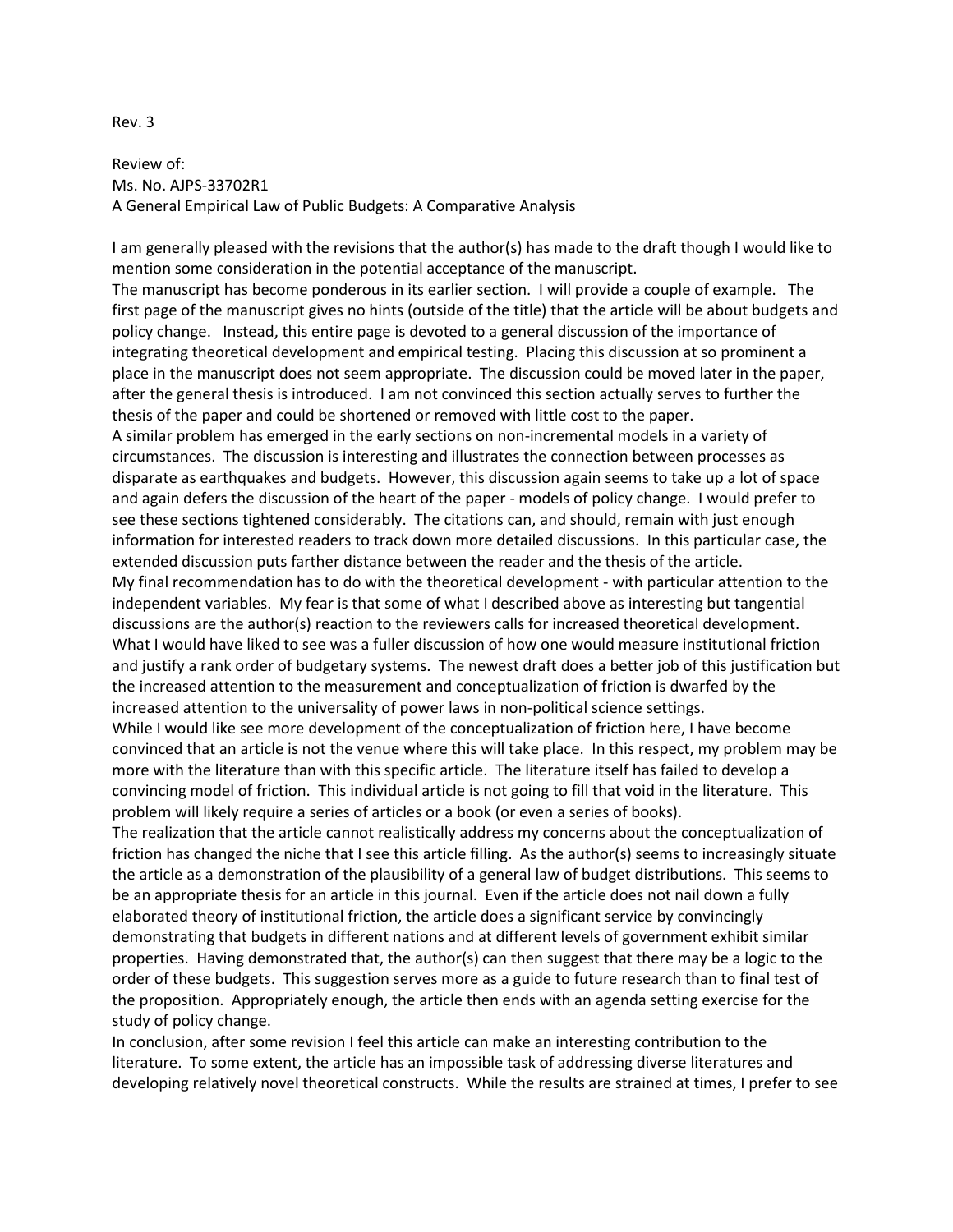Rev. 3

Review of:
Ms. No. AJPS-33702R1
A General Empirical Law of Public Budgets: A Comparative Analysis

I am generally pleased with the revisions that the author(s) has made to the draft though I would like to mention some consideration in the potential acceptance of the manuscript.

The manuscript has become ponderous in its earlier section. I will provide a couple of example. The first page of the manuscript gives no hints (outside of the title) that the article will be about budgets and policy change. Instead, this entire page is devoted to a general discussion of the importance of integrating theoretical development and empirical testing. Placing this discussion at so prominent a place in the manuscript does not seem appropriate. The discussion could be moved later in the paper, after the general thesis is introduced. I am not convinced this section actually serves to further the thesis of the paper and could be shortened or removed with little cost to the paper.

A similar problem has emerged in the early sections on non-incremental models in a variety of circumstances. The discussion is interesting and illustrates the connection between processes as disparate as earthquakes and budgets. However, this discussion again seems to take up a lot of space and again defers the discussion of the heart of the paper - models of policy change. I would prefer to see these sections tightened considerably. The citations can, and should, remain with just enough information for interested readers to track down more detailed discussions. In this particular case, the extended discussion puts farther distance between the reader and the thesis of the article.

My final recommendation has to do with the theoretical development - with particular attention to the independent variables. My fear is that some of what I described above as interesting but tangential discussions are the author(s) reaction to the reviewers calls for increased theoretical development. What I would have liked to see was a fuller discussion of how one would measure institutional friction and justify a rank order of budgetary systems. The newest draft does a better job of this justification but the increased attention to the measurement and conceptualization of friction is dwarfed by the increased attention to the universality of power laws in non-political science settings.

While I would like see more development of the conceptualization of friction here, I have become convinced that an article is not the venue where this will take place. In this respect, my problem may be more with the literature than with this specific article. The literature itself has failed to develop a convincing model of friction. This individual article is not going to fill that void in the literature. This problem will likely require a series of articles or a book (or even a series of books).

The realization that the article cannot realistically address my concerns about the conceptualization of friction has changed the niche that I see this article filling. As the author(s) seems to increasingly situate the article as a demonstration of the plausibility of a general law of budget distributions. This seems to be an appropriate thesis for an article in this journal. Even if the article does not nail down a fully elaborated theory of institutional friction, the article does a significant service by convincingly demonstrating that budgets in different nations and at different levels of government exhibit similar properties. Having demonstrated that, the author(s) can then suggest that there may be a logic to the order of these budgets. This suggestion serves more as a guide to future research than to final test of the proposition. Appropriately enough, the article then ends with an agenda setting exercise for the study of policy change.

In conclusion, after some revision I feel this article can make an interesting contribution to the literature. To some extent, the article has an impossible task of addressing diverse literatures and developing relatively novel theoretical constructs. While the results are strained at times, I prefer to see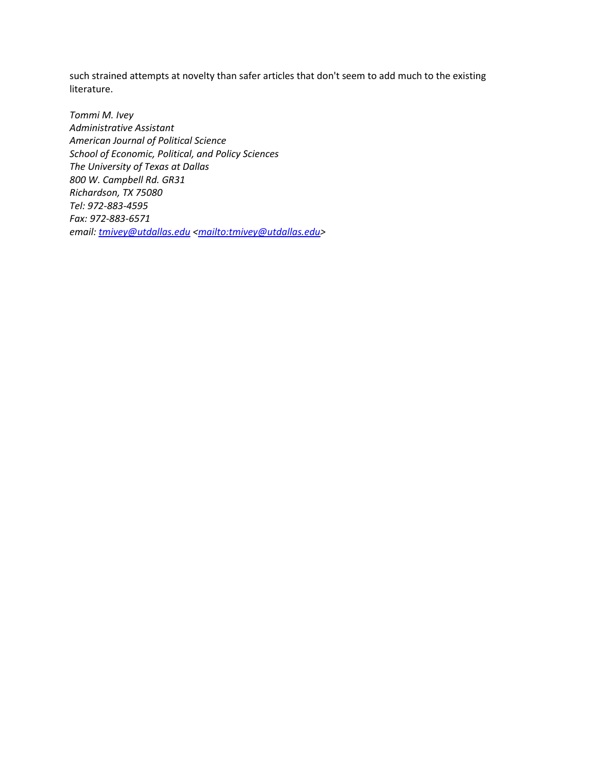such strained attempts at novelty than safer articles that don't seem to add much to the existing literature.

*Tommi M. Ivey*
*Administrative Assistant*
*American Journal of Political Science*
*School of Economic, Political, and Policy Sciences*
*The University of Texas at Dallas*
*800 W. Campbell Rd. GR31*
*Richardson, TX 75080*
*Tel: 972-883-4595*
*Fax: 972-883-6571*
*email: tmivey@utdallas.edu <mailto:tmivey@utdallas.edu>*